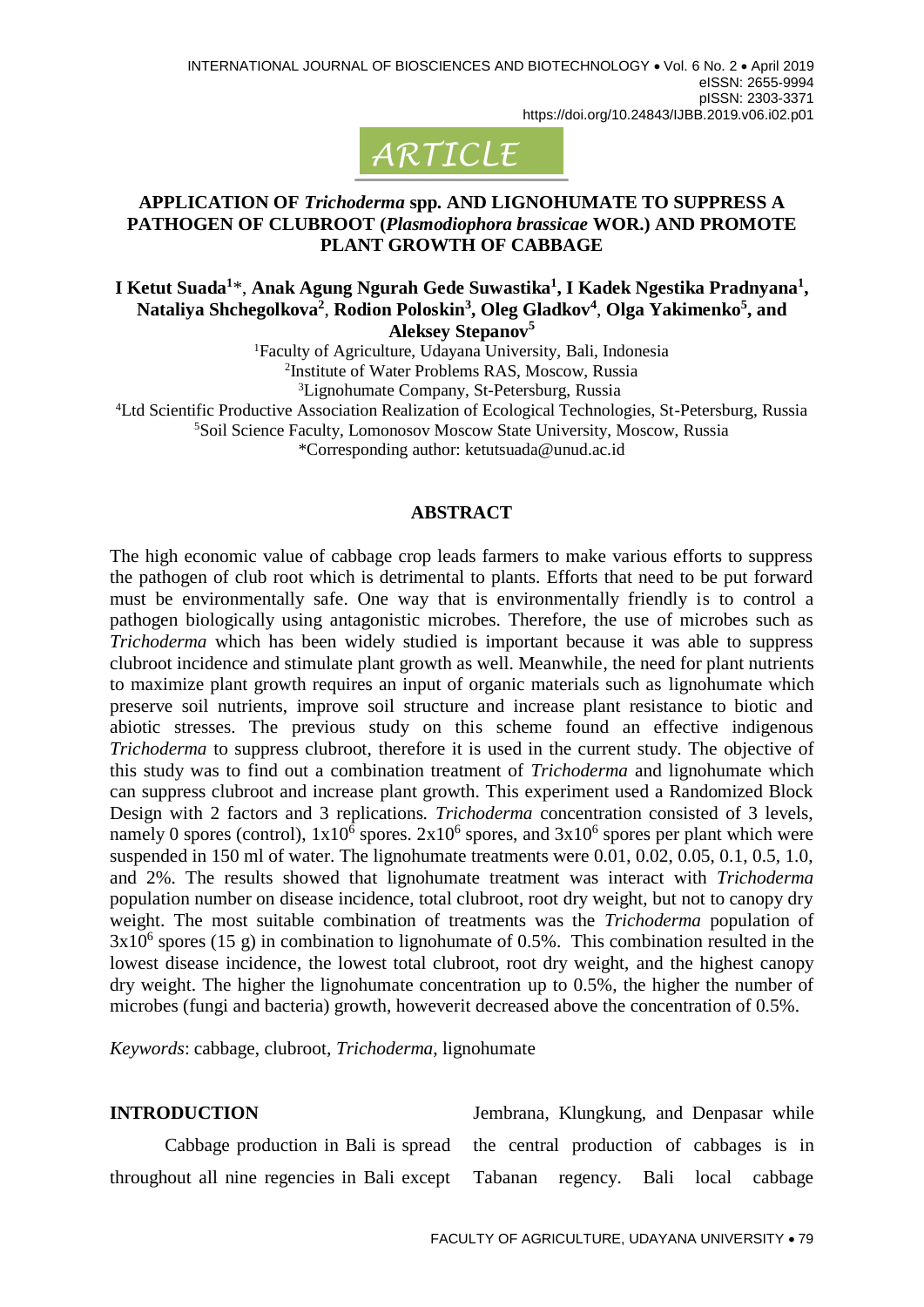ARTICLE

# APPLICATION OF *Trichoderma* spp. AND LIGNOHUMATE TO SUPPRESS A PATHOGEN OF CLUBROOT (*Plasmodiophora brassicae* WOR.) AND PROMOTE PLANT GROWTH OF CABBAGE

**I Ketut Suada[1]\*, Anak Agung Ngurah Gede Suwastika[1], I Kadek Ngestika Pradnyana[1], Nataliya Shchegolkova[2], Rodion Poloskin[3], Oleg Gladkov[4], Olga Yakimenko[5], and Aleksey Stepanov[5]**

[1]Faculty of Agriculture, Udayana University, Bali, Indonesia
[2]Institute of Water Problems RAS, Moscow, Russia
[3]Lignohumate Company, St-Petersburg, Russia
[4]Ltd Scientific Productive Association Realization of Ecological Technologies, St-Petersburg, Russia
[5]Soil Science Faculty, Lomonosov Moscow State University, Moscow, Russia
\*Corresponding author: ketutsuada@unud.ac.id

## ABSTRACT

The high economic value of cabbage crop leads farmers to make various efforts to suppress the pathogen of club root which is detrimental to plants. Efforts that need to be put forward must be environmentally safe. One way that is environmentally friendly is to control a pathogen biologically using antagonistic microbes. Therefore, the use of microbes such as *Trichoderma* which has been widely studied is important because it was able to suppress clubroot incidence and stimulate plant growth as well. Meanwhile, the need for plant nutrients to maximize plant growth requires an input of organic materials such as lignohumate which preserve soil nutrients, improve soil structure and increase plant resistance to biotic and abiotic stresses. The previous study on this scheme found an effective indigenous *Trichoderma* to suppress clubroot, therefore it is used in the current study. The objective of this study was to find out a combination treatment of *Trichoderma* and lignohumate which can suppress clubroot and increase plant growth. This experiment used a Randomized Block Design with 2 factors and 3 replications. *Trichoderma* concentration consisted of 3 levels, namely 0 spores (control), $1x10^6$ spores. $2x10^6$ spores, and $3x10^6$ spores per plant which were suspended in 150 ml of water. The lignohumate treatments were 0.01, 0.02, 0.05, 0.1, 0.5, 1.0, and 2%. The results showed that lignohumate treatment was interact with *Trichoderma* population number on disease incidence, total clubroot, root dry weight, but not to canopy dry weight. The most suitable combination of treatments was the *Trichoderma* population of $3x10^6$ spores (15 g) in combination to lignohumate of 0.5%. This combination resulted in the lowest disease incidence, the lowest total clubroot, root dry weight, and the highest canopy dry weight. The higher the lignohumate concentration up to 0.5%, the higher the number of microbes (fungi and bacteria) growth, howeverit decreased above the concentration of 0.5%.

*Keywords*: cabbage, clubroot, *Trichoderma*, lignohumate

## INTRODUCTION

Cabbage production in Bali is spread throughout all nine regencies in Bali except Jembrana, Klungkung, and Denpasar while the central production of cabbages is in Tabanan regency. Bali local cabbage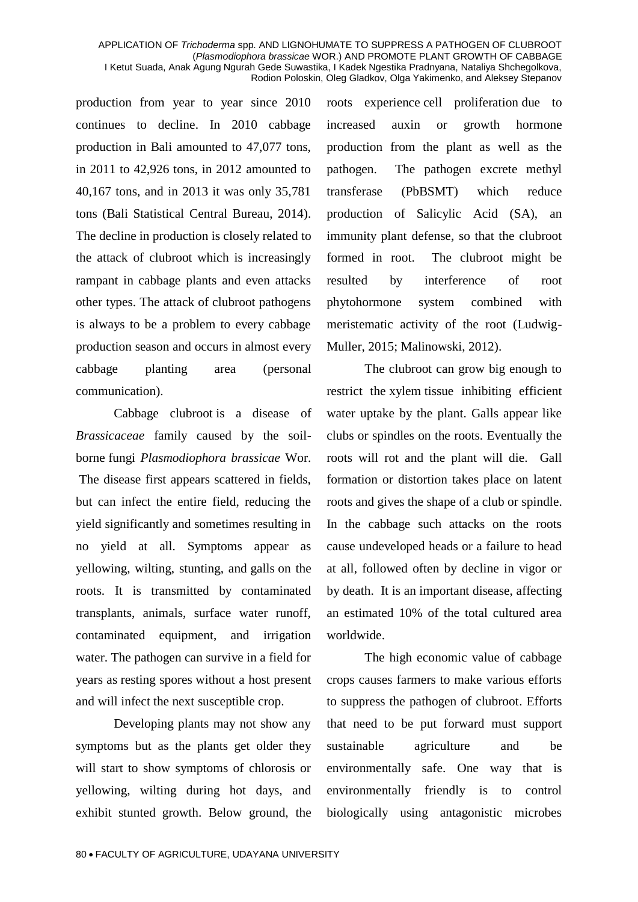production from year to year since 2010 continues to decline. In 2010 cabbage production in Bali amounted to 47,077 tons, in 2011 to 42,926 tons, in 2012 amounted to 40,167 tons, and in 2013 it was only 35,781 tons (Bali Statistical Central Bureau, 2014). The decline in production is closely related to the attack of clubroot which is increasingly rampant in cabbage plants and even attacks other types. The attack of clubroot pathogens is always to be a problem to every cabbage production season and occurs in almost every cabbage planting area (personal communication).

Cabbage clubroot is a disease of *Brassicaceae* family caused by the soil-borne fungi *Plasmodiophora brassicae* Wor. The disease first appears scattered in fields, but can infect the entire field, reducing the yield significantly and sometimes resulting in no yield at all. Symptoms appear as yellowing, wilting, stunting, and galls on the roots. It is transmitted by contaminated transplants, animals, surface water runoff, contaminated equipment, and irrigation water. The pathogen can survive in a field for years as resting spores without a host present and will infect the next susceptible crop.

Developing plants may not show any symptoms but as the plants get older they will start to show symptoms of chlorosis or yellowing, wilting during hot days, and exhibit stunted growth. Below ground, the roots experience cell proliferation due to increased auxin or growth hormone production from the plant as well as the pathogen. The pathogen excrete methyl transferase (PbBSMT) which reduce production of Salicylic Acid (SA), an immunity plant defense, so that the clubroot formed in root. The clubroot might be resulted by interference of root phytohormone system combined with meristematic activity of the root (Ludwig-Muller, 2015; Malinowski, 2012).

The clubroot can grow big enough to restrict the xylem tissue inhibiting efficient water uptake by the plant. Galls appear like clubs or spindles on the roots. Eventually the roots will rot and the plant will die. Gall formation or distortion takes place on latent roots and gives the shape of a club or spindle. In the cabbage such attacks on the roots cause undeveloped heads or a failure to head at all, followed often by decline in vigor or by death. It is an important disease, affecting an estimated 10% of the total cultured area worldwide.

The high economic value of cabbage crops causes farmers to make various efforts to suppress the pathogen of clubroot. Efforts that need to be put forward must support sustainable agriculture and be environmentally safe. One way that is environmentally friendly is to control biologically using antagonistic microbes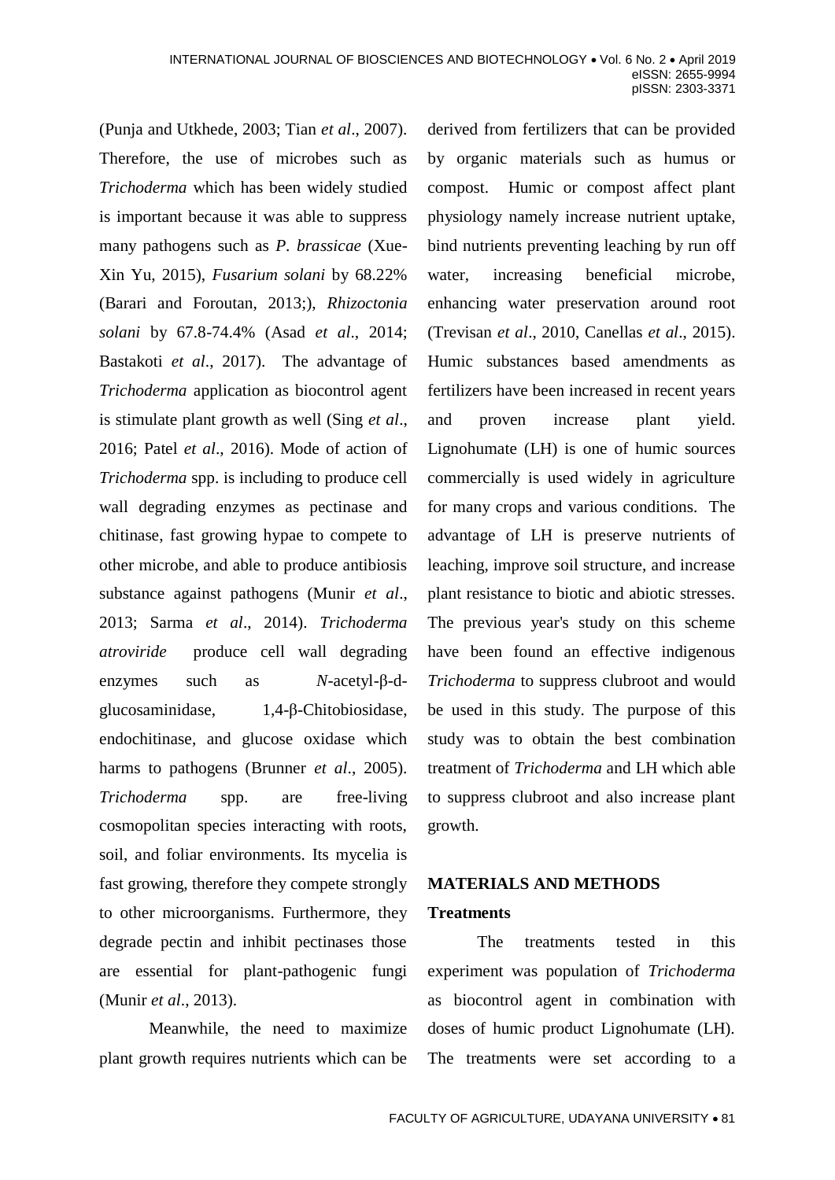(Punja and Utkhede, 2003; Tian *et al*., 2007). Therefore, the use of microbes such as *Trichoderma* which has been widely studied is important because it was able to suppress many pathogens such as *P. brassicae* (Xue-Xin Yu, 2015), *Fusarium solani* by 68.22% (Barari and Foroutan, 2013;), *Rhizoctonia solani* by 67.8-74.4% (Asad *et al*., 2014; Bastakoti *et al*., 2017). The advantage of *Trichoderma* application as biocontrol agent is stimulate plant growth as well (Sing *et al*., 2016; Patel *et al*., 2016). Mode of action of *Trichoderma* spp. is including to produce cell wall degrading enzymes as pectinase and chitinase, fast growing hypae to compete to other microbe, and able to produce antibiosis substance against pathogens (Munir *et al*., 2013; Sarma *et al*., 2014). *Trichoderma atroviride* produce cell wall degrading enzymes such as *N*-acetyl-β-d-glucosaminidase, 1,4-β-Chitobiosidase, endochitinase, and glucose oxidase which harms to pathogens (Brunner *et al*., 2005). *Trichoderma* spp. are free-living cosmopolitan species interacting with roots, soil, and foliar environments. Its mycelia is fast growing, therefore they compete strongly to other microorganisms. Furthermore, they degrade pectin and inhibit pectinases those are essential for plant-pathogenic fungi (Munir *et al*., 2013).

Meanwhile, the need to maximize plant growth requires nutrients which can be derived from fertilizers that can be provided by organic materials such as humus or compost. Humic or compost affect plant physiology namely increase nutrient uptake, bind nutrients preventing leaching by run off water, increasing beneficial microbe, enhancing water preservation around root (Trevisan *et al*., 2010, Canellas *et al*., 2015). Humic substances based amendments as fertilizers have been increased in recent years and proven increase plant yield. Lignohumate (LH) is one of humic sources commercially is used widely in agriculture for many crops and various conditions. The advantage of LH is preserve nutrients of leaching, improve soil structure, and increase plant resistance to biotic and abiotic stresses. The previous year's study on this scheme have been found an effective indigenous *Trichoderma* to suppress clubroot and would be used in this study. The purpose of this study was to obtain the best combination treatment of *Trichoderma* and LH which able to suppress clubroot and also increase plant growth.

## MATERIALS AND METHODS

### Treatments

The treatments tested in this experiment was population of *Trichoderma* as biocontrol agent in combination with doses of humic product Lignohumate (LH). The treatments were set according to a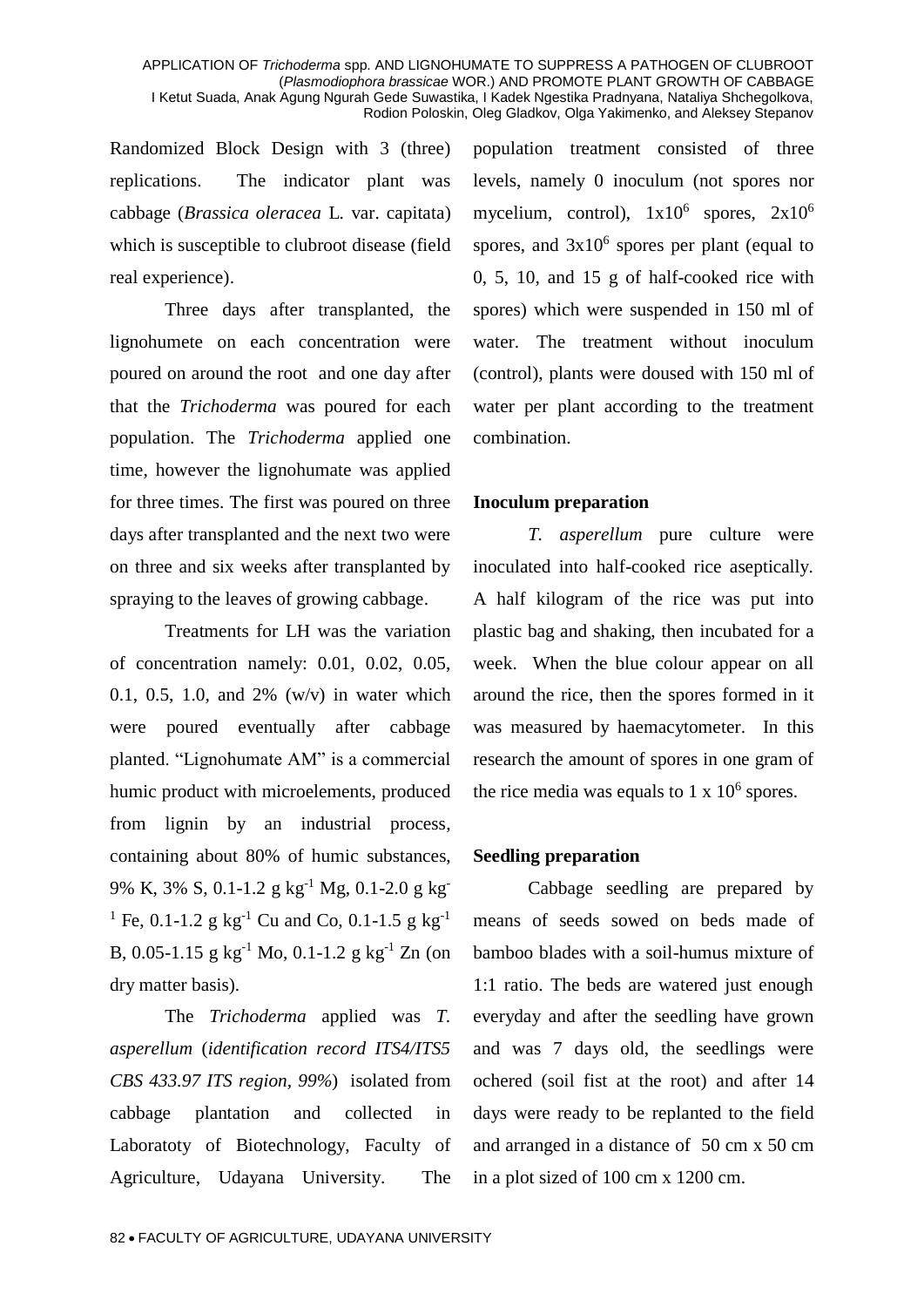Randomized Block Design with 3 (three) replications. The indicator plant was cabbage (*Brassica oleracea* L. var. capitata) which is susceptible to clubroot disease (field real experience).

Three days after transplanted, the lignohumete on each concentration were poured on around the root and one day after that the *Trichoderma* was poured for each population. The *Trichoderma* applied one time, however the lignohumate was applied for three times. The first was poured on three days after transplanted and the next two were on three and six weeks after transplanted by spraying to the leaves of growing cabbage.

Treatments for LH was the variation of concentration namely: 0.01, 0.02, 0.05, 0.1, 0.5, 1.0, and 2% (w/v) in water which were poured eventually after cabbage planted. "Lignohumate AM" is a commercial humic product with microelements, produced from lignin by an industrial process, containing about 80% of humic substances, 9% K, 3% S, 0.1-1.2 g $kg^{-1}$ Mg, 0.1-2.0 g $kg^{-1}$ Fe, 0.1-1.2 g $kg^{-1}$ Cu and Co, 0.1-1.5 g $kg^{-1}$ B, 0.05-1.15 g $kg^{-1}$ Mo, 0.1-1.2 g $kg^{-1}$ Zn (on dry matter basis).

The *Trichoderma* applied was *T. asperellum* (*identification record ITS4/ITS5 CBS 433.97 ITS region, 99%*) isolated from cabbage plantation and collected in Laboratoty of Biotechnology, Faculty of Agriculture, Udayana University. The population treatment consisted of three levels, namely 0 inoculum (not spores nor mycelium, control), $1x10^6$ spores, $2x10^6$ spores, and $3x10^6$ spores per plant (equal to 0, 5, 10, and 15 g of half-cooked rice with spores) which were suspended in 150 ml of water. The treatment without inoculum (control), plants were doused with 150 ml of water per plant according to the treatment combination.

**Inoculum preparation**

*T. asperellum* pure culture were inoculated into half-cooked rice aseptically. A half kilogram of the rice was put into plastic bag and shaking, then incubated for a week. When the blue colour appear on all around the rice, then the spores formed in it was measured by haemacytometer. In this research the amount of spores in one gram of the rice media was equals to $1 \times 10^6$ spores.

**Seedling preparation**

Cabbage seedling are prepared by means of seeds sowed on beds made of bamboo blades with a soil-humus mixture of 1:1 ratio. The beds are watered just enough everyday and after the seedling have grown and was 7 days old, the seedlings were ochered (soil fist at the root) and after 14 days were ready to be replanted to the field and arranged in a distance of 50 cm x 50 cm in a plot sized of 100 cm x 1200 cm.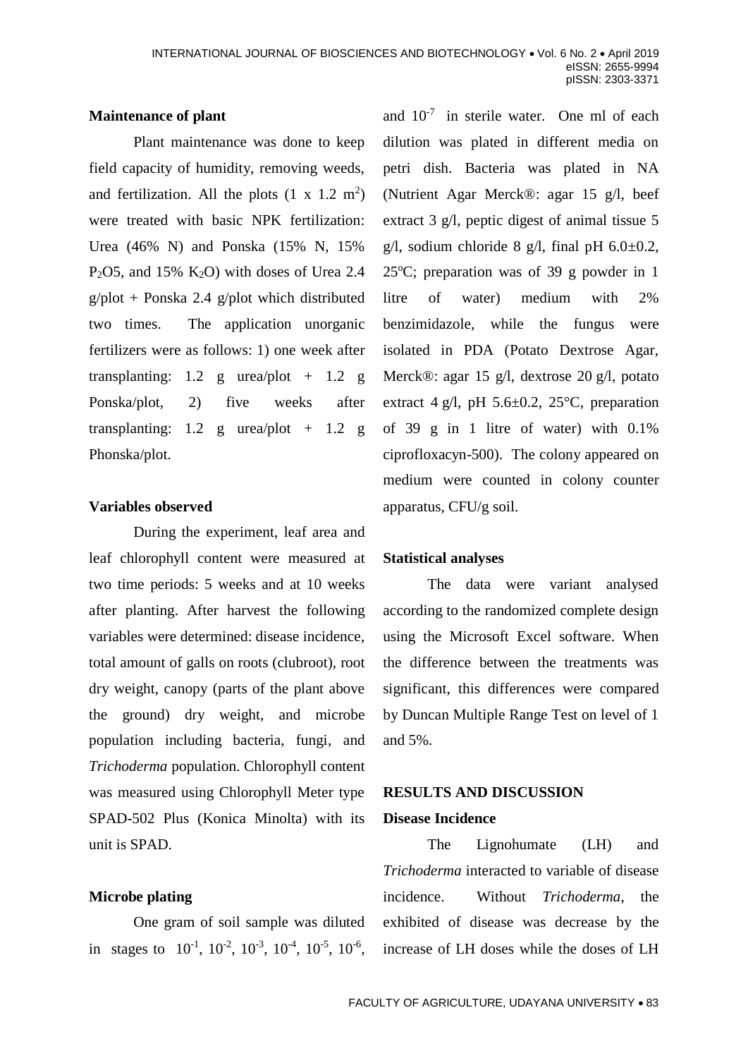### Maintenance of plant

Plant maintenance was done to keep field capacity of humidity, removing weeds, and fertilization. All the plots (1 x 1.2 $m^2$) were treated with basic NPK fertilization: Urea (46% N) and Ponska (15% N, 15% $P_2O5$, and 15% $K_2O$) with doses of Urea 2.4 g/plot + Ponska 2.4 g/plot which distributed two times. The application unorganic fertilizers were as follows: 1) one week after transplanting: 1.2 g urea/plot + 1.2 g Ponska/plot, 2) five weeks after transplanting: 1.2 g urea/plot + 1.2 g Phonska/plot.

### Variables observed

During the experiment, leaf area and leaf chlorophyll content were measured at two time periods: 5 weeks and at 10 weeks after planting. After harvest the following variables were determined: disease incidence, total amount of galls on roots (clubroot), root dry weight, canopy (parts of the plant above the ground) dry weight, and microbe population including bacteria, fungi, and *Trichoderma* population. Chlorophyll content was measured using Chlorophyll Meter type SPAD-502 Plus (Konica Minolta) with its unit is SPAD.

### Microbe plating

One gram of soil sample was diluted in stages to $10^{-1}$, $10^{-2}$, $10^{-3}$, $10^{-4}$, $10^{-5}$, $10^{-6}$, and $10^{-7}$ in sterile water. One ml of each dilution was plated in different media on petri dish. Bacteria was plated in NA (Nutrient Agar Merck®: agar 15 g/l, beef extract 3 g/l, peptic digest of animal tissue 5 g/l, sodium chloride 8 g/l, final pH 6.0±0.2, 25ºC; preparation was of 39 g powder in 1 litre of water) medium with 2% benzimidazole, while the fungus were isolated in PDA (Potato Dextrose Agar, Merck®: agar 15 g/l, dextrose 20 g/l, potato extract 4 g/l, pH 5.6±0.2, 25°C, preparation of 39 g in 1 litre of water) with 0.1% ciprofloxacyn-500). The colony appeared on medium were counted in colony counter apparatus, CFU/g soil.

### Statistical analyses

The data were variant analysed according to the randomized complete design using the Microsoft Excel software. When the difference between the treatments was significant, this differences were compared by Duncan Multiple Range Test on level of 1 and 5%.

## RESULTS AND DISCUSSION

### Disease Incidence

The Lignohumate (LH) and *Trichoderma* interacted to variable of disease incidence. Without *Trichoderma*, the exhibited of disease was decrease by the increase of LH doses while the doses of LH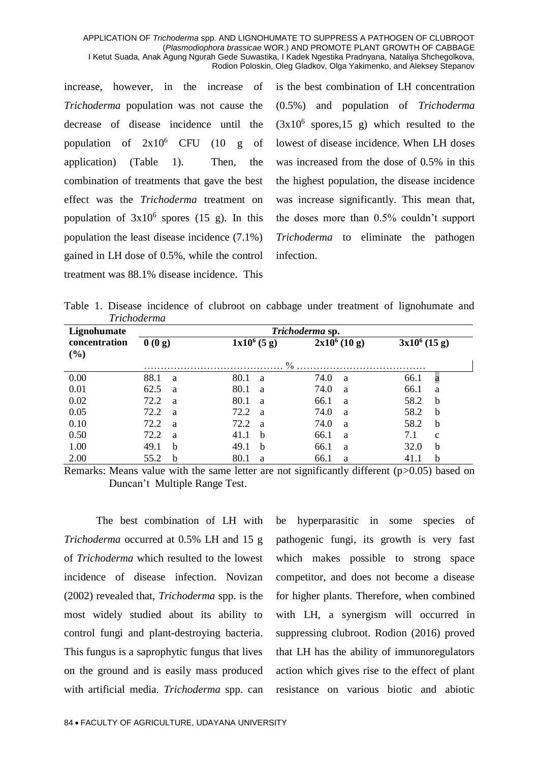increase, however, in the increase of *Trichoderma* population was not cause the decrease of disease incidence until the population of $2x10^6$ CFU (10 g of application) (Table 1). Then, the combination of treatments that gave the best effect was the *Trichoderma* treatment on population of $3x10^6$ spores (15 g). In this population the least disease incidence (7.1%) gained in LH dose of 0.5%, while the control treatment was 88.1% disease incidence. This is the best combination of LH concentration (0.5%) and population of *Trichoderma* ($3x10^6$ spores,15 g) which resulted to the lowest of disease incidence. When LH doses was increased from the dose of 0.5% in this the highest population, the disease incidence was increase significantly. This mean that, the doses more than 0.5% couldn't support *Trichoderma* to eliminate the pathogen infection.

Table 1. Disease incidence of clubroot on cabbage under treatment of lignohumate and *Trichoderma*

| Lignohumate concentration (%) | *Trichoderma* sp. | | | |
|---|---|---|---|---|
| | **0 (0 g)** | **$1x10^6$ (5 g)** | **$2x10^6$ (10 g)** | **$3x10^6$ (15 g)** |
| | ……………… % ……………… | | | |
| 0.00 | 88.1 a | 80.1 a | 74.0 a | 66.1 a |
| 0.01 | 62.5 a | 80.1 a | 74.0 a | 66.1 a |
| 0.02 | 72.2 a | 80.1 a | 66.1 a | 58.2 b |
| 0.05 | 72.2 a | 72.2 a | 74.0 a | 58.2 b |
| 0.10 | 72.2 a | 72.2 a | 74.0 a | 58.2 b |
| 0.50 | 72.2 a | 41.1 b | 66.1 a | 7.1 c |
| 1.00 | 49.1 b | 49.1 b | 66.1 a | 32.0 b |
| 2.00 | 55.2 b | 80.1 a | 66.1 a | 41.1 b |

Remarks: Means value with the same letter are not significantly different ($p>0.05$) based on Duncan't Multiple Range Test.

The best combination of LH with *Trichoderma* occurred at 0.5% LH and 15 g of *Trichoderma* which resulted to the lowest incidence of disease infection. Novizan (2002) revealed that, *Trichoderma* spp. is the most widely studied about its ability to control fungi and plant-destroying bacteria. This fungus is a saprophytic fungus that lives on the ground and is easily mass produced with artificial media. *Trichoderma* spp. can be hyperparasitic in some species of pathogenic fungi, its growth is very fast which makes possible to strong space competitor, and does not become a disease for higher plants. Therefore, when combined with LH, a synergism will occurred in suppressing clubroot. Rodion (2016) proved that LH has the ability of immunoregulators action which gives rise to the effect of plant resistance on various biotic and abiotic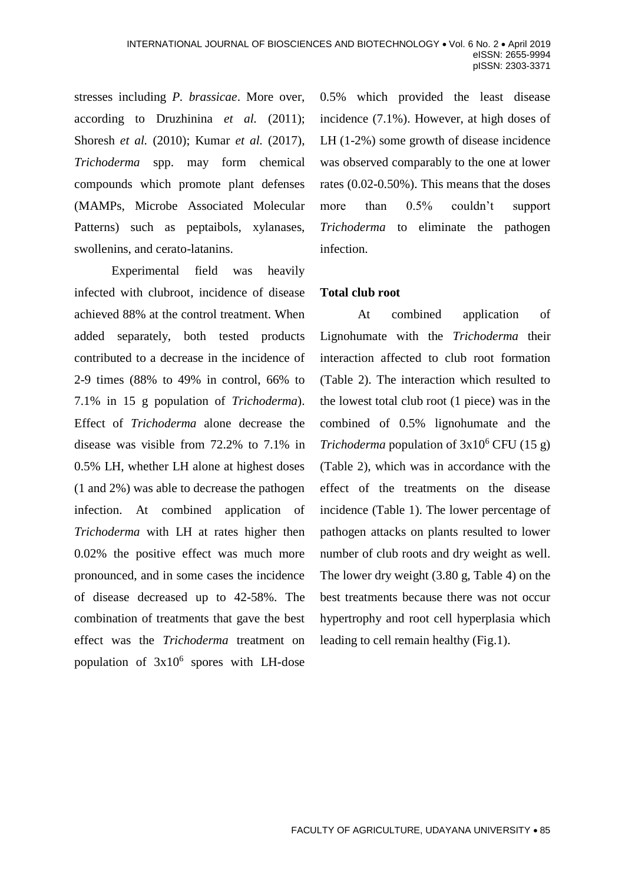stresses including *P. brassicae*. More over, according to Druzhinina *et al.* (2011); Shoresh *et al.* (2010); Kumar *et al.* (2017), *Trichoderma* spp. may form chemical compounds which promote plant defenses (MAMPs, Microbe Associated Molecular Patterns) such as peptaibols, xylanases, swollenins, and cerato-latanins.

Experimental field was heavily infected with clubroot, incidence of disease achieved 88% at the control treatment. When added separately, both tested products contributed to a decrease in the incidence of 2-9 times (88% to 49% in control, 66% to 7.1% in 15 g population of *Trichoderma*). Effect of *Trichoderma* alone decrease the disease was visible from 72.2% to 7.1% in 0.5% LH, whether LH alone at highest doses (1 and 2%) was able to decrease the pathogen infection. At combined application of *Trichoderma* with LH at rates higher then 0.02% the positive effect was much more pronounced, and in some cases the incidence of disease decreased up to 42-58%. The combination of treatments that gave the best effect was the *Trichoderma* treatment on population of $3x10^6$ spores with LH-dose 0.5% which provided the least disease incidence (7.1%). However, at high doses of LH (1-2%) some growth of disease incidence was observed comparably to the one at lower rates (0.02-0.50%). This means that the doses more than 0.5% couldn't support *Trichoderma* to eliminate the pathogen infection.

**Total club root**

At combined application of Lignohumate with the *Trichoderma* their interaction affected to club root formation (Table 2). The interaction which resulted to the lowest total club root (1 piece) was in the combined of 0.5% lignohumate and the *Trichoderma* population of $3x10^6$ CFU (15 g) (Table 2), which was in accordance with the effect of the treatments on the disease incidence (Table 1). The lower percentage of pathogen attacks on plants resulted to lower number of club roots and dry weight as well. The lower dry weight (3.80 g, Table 4) on the best treatments because there was not occur hypertrophy and root cell hyperplasia which leading to cell remain healthy (Fig.1).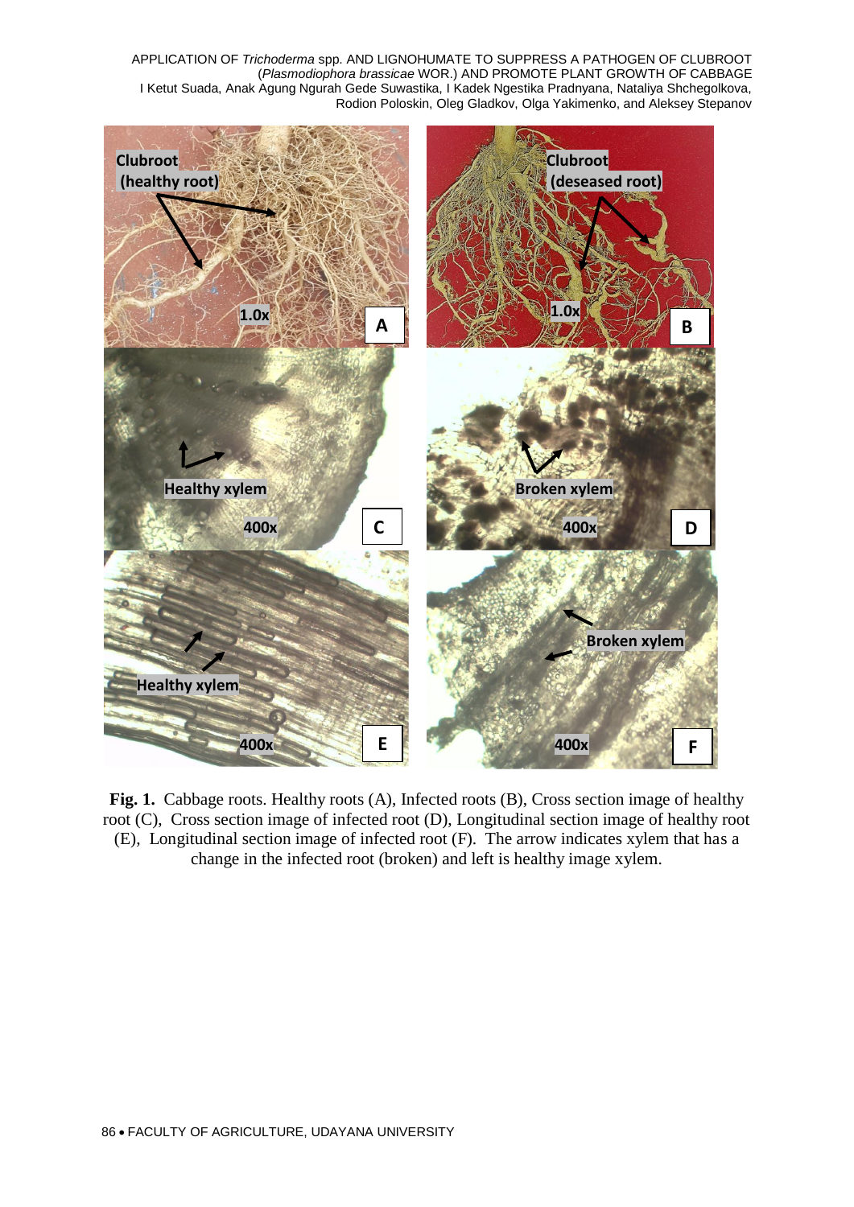**Fig. 1.** Cabbage roots. Healthy roots (A), Infected roots (B), Cross section image of healthy root (C), Cross section image of infected root (D), Longitudinal section image of healthy root (E), Longitudinal section image of infected root (F). The arrow indicates xylem that has a change in the infected root (broken) and left is healthy image xylem.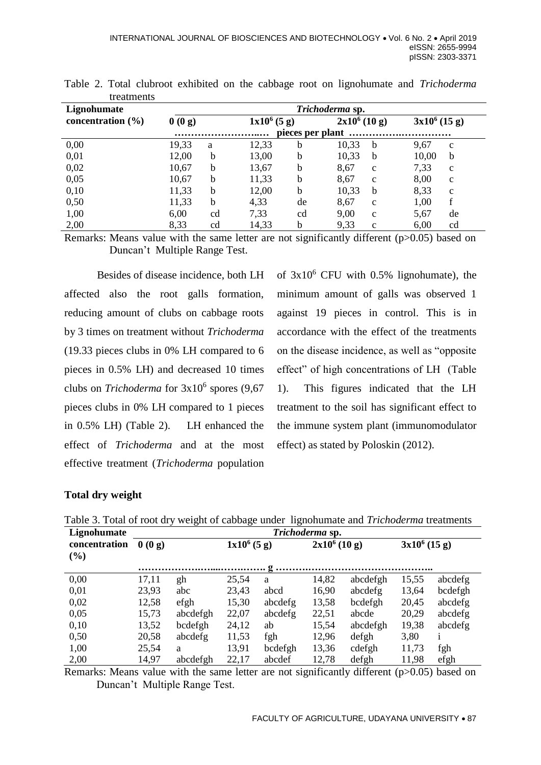Table 2. Total clubroot exhibited on the cabbage root on lignohumate and *Trichoderma* treatments

| Lignohumate concentration (%) | *Trichoderma* sp. | | | | | | | |
|---|---|---|---|---|---|---|---|---|
| | 0 (0 g) | | $1x10^6$ (5 g) | | $2x10^6$ (10 g) | | $3x10^6$ (15 g) | |
| | ……………………..… pieces per plant …………….……………. | | | | | | | |
| 0,00 | 19,33 | a | 12,33 | b | 10,33 | b | 9,67 | c |
| 0,01 | 12,00 | b | 13,00 | b | 10,33 | b | 10,00 | b |
| 0,02 | 10,67 | b | 13,67 | b | 8,67 | c | 7,33 | c |
| 0,05 | 10,67 | b | 11,33 | b | 8,67 | c | 8,00 | c |
| 0,10 | 11,33 | b | 12,00 | b | 10,33 | b | 8,33 | c |
| 0,50 | 11,33 | b | 4,33 | de | 8,67 | c | 1,00 | f |
| 1,00 | 6,00 | cd | 7,33 | cd | 9,00 | c | 5,67 | de |
| 2,00 | 8,33 | cd | 14,33 | b | 9,33 | c | 6,00 | cd |

Remarks: Means value with the same letter are not significantly different ($p>0.05$) based on Duncan't Multiple Range Test.

Besides of disease incidence, both LH affected also the root galls formation, reducing amount of clubs on cabbage roots by 3 times on treatment without *Trichoderma* (19.33 pieces clubs in 0% LH compared to 6 pieces in 0.5% LH) and decreased 10 times clubs on *Trichoderma* for $3x10^6$ spores (9,67 pieces clubs in 0% LH compared to 1 pieces in 0.5% LH) (Table 2). LH enhanced the effect of *Trichoderma* and at the most effective treatment (*Trichoderma* population of $3x10^6$ CFU with 0.5% lignohumate), the minimum amount of galls was observed 1 against 19 pieces in control. This is in accordance with the effect of the treatments on the disease incidence, as well as "opposite effect" of high concentrations of LH (Table 1). This figures indicated that the LH treatment to the soil has significant effect to the immune system plant (immunomodulator effect) as stated by Poloskin (2012).

## Total dry weight

Table 3. Total of root dry weight of cabbage under lignohumate and *Trichoderma* treatments

| Lignohumate concentration (%) | *Trichoderma* sp. | | | | | | | |
|---|---|---|---|---|---|---|---|---|
| | 0 (0 g) | | $1x10^6$ (5 g) | | $2x10^6$ (10 g) | | $3x10^6$ (15 g) | |
| | ……………….…....……….…. g ……….…………………………….. | | | | | | | |
| 0,00 | 17,11 | gh | 25,54 | a | 14,82 | abcdefgh | 15,55 | abcdefg |
| 0,01 | 23,93 | abc | 23,43 | abcd | 16,90 | abcdefg | 13,64 | bcdefgh |
| 0,02 | 12,58 | efgh | 15,30 | abcdefg | 13,58 | bcdefgh | 20,45 | abcdefg |
| 0,05 | 15,73 | abcdefgh | 22,07 | abcdefg | 22,51 | abcde | 20,29 | abcdefg |
| 0,10 | 13,52 | bcdefgh | 24,12 | ab | 15,54 | abcdefgh | 19,38 | abcdefg |
| 0,50 | 20,58 | abcdefg | 11,53 | fgh | 12,96 | defgh | 3,80 | i |
| 1,00 | 25,54 | a | 13,91 | bcdefgh | 13,36 | cdefgh | 11,73 | fgh |
| 2,00 | 14,97 | abcdefgh | 22,17 | abcdef | 12,78 | defgh | 11,98 | efgh |

Remarks: Means value with the same letter are not significantly different ($p>0.05$) based on Duncan't Multiple Range Test.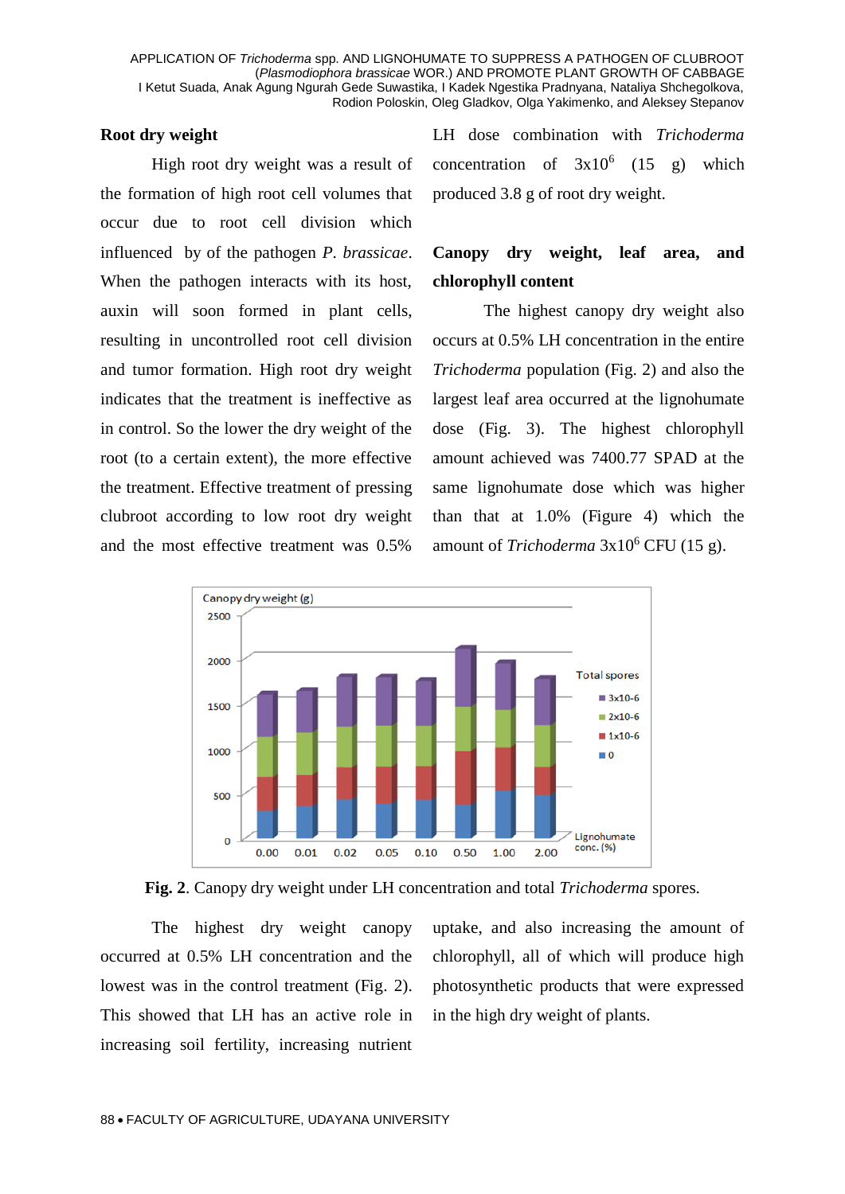## Root dry weight

High root dry weight was a result of the formation of high root cell volumes that occur due to root cell division which influenced by of the pathogen *P. brassicae*. When the pathogen interacts with its host, auxin will soon formed in plant cells, resulting in uncontrolled root cell division and tumor formation. High root dry weight indicates that the treatment is ineffective as in control. So the lower the dry weight of the root (to a certain extent), the more effective the treatment. Effective treatment of pressing clubroot according to low root dry weight and the most effective treatment was 0.5% LH dose combination with *Trichoderma* concentration of $3x10^6$ (15 g) which produced 3.8 g of root dry weight.

## Canopy dry weight, leaf area, and chlorophyll content

The highest canopy dry weight also occurs at 0.5% LH concentration in the entire *Trichoderma* population (Fig. 2) and also the largest leaf area occurred at the lignohumate dose (Fig. 3). The highest chlorophyll amount achieved was 7400.77 SPAD at the same lignohumate dose which was higher than that at 1.0% (Figure 4) which the amount of *Trichoderma* $3x10^6$ CFU (15 g).

**Fig. 2**. Canopy dry weight under LH concentration and total *Trichoderma* spores.

The highest dry weight canopy occurred at 0.5% LH concentration and the lowest was in the control treatment (Fig. 2). This showed that LH has an active role in increasing soil fertility, increasing nutrient uptake, and also increasing the amount of chlorophyll, all of which will produce high photosynthetic products that were expressed in the high dry weight of plants.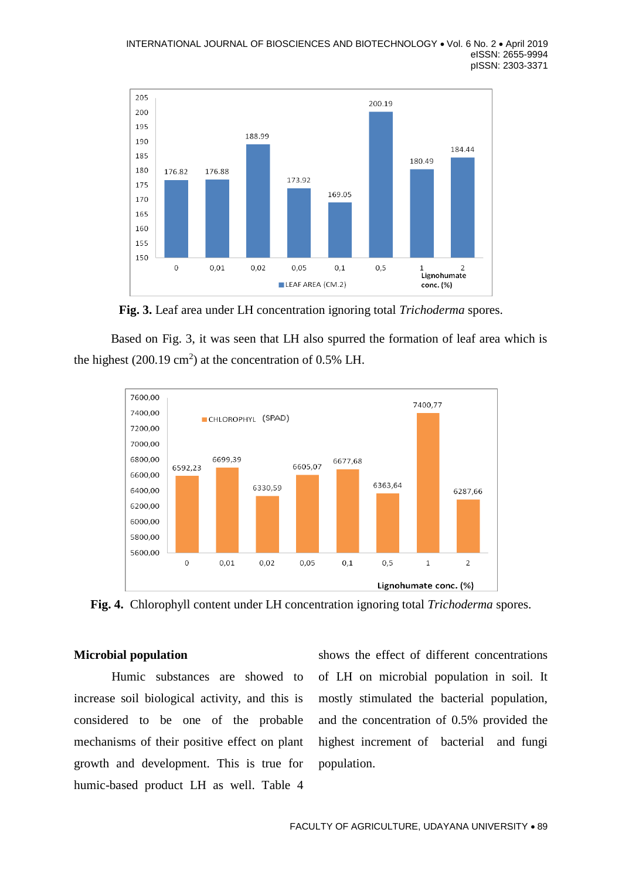**Fig. 3.** Leaf area under LH concentration ignoring total *Trichoderma* spores.

Based on Fig. 3, it was seen that LH also spurred the formation of leaf area which is the highest (200.19 $cm^2$) at the concentration of 0.5% LH.

**Fig. 4.** Chlorophyll content under LH concentration ignoring total *Trichoderma* spores.

## Microbial population

Humic substances are showed to increase soil biological activity, and this is considered to be one of the probable mechanisms of their positive effect on plant growth and development. This is true for humic-based product LH as well. Table 4 shows the effect of different concentrations of LH on microbial population in soil. It mostly stimulated the bacterial population, and the concentration of 0.5% provided the highest increment of bacterial and fungi population.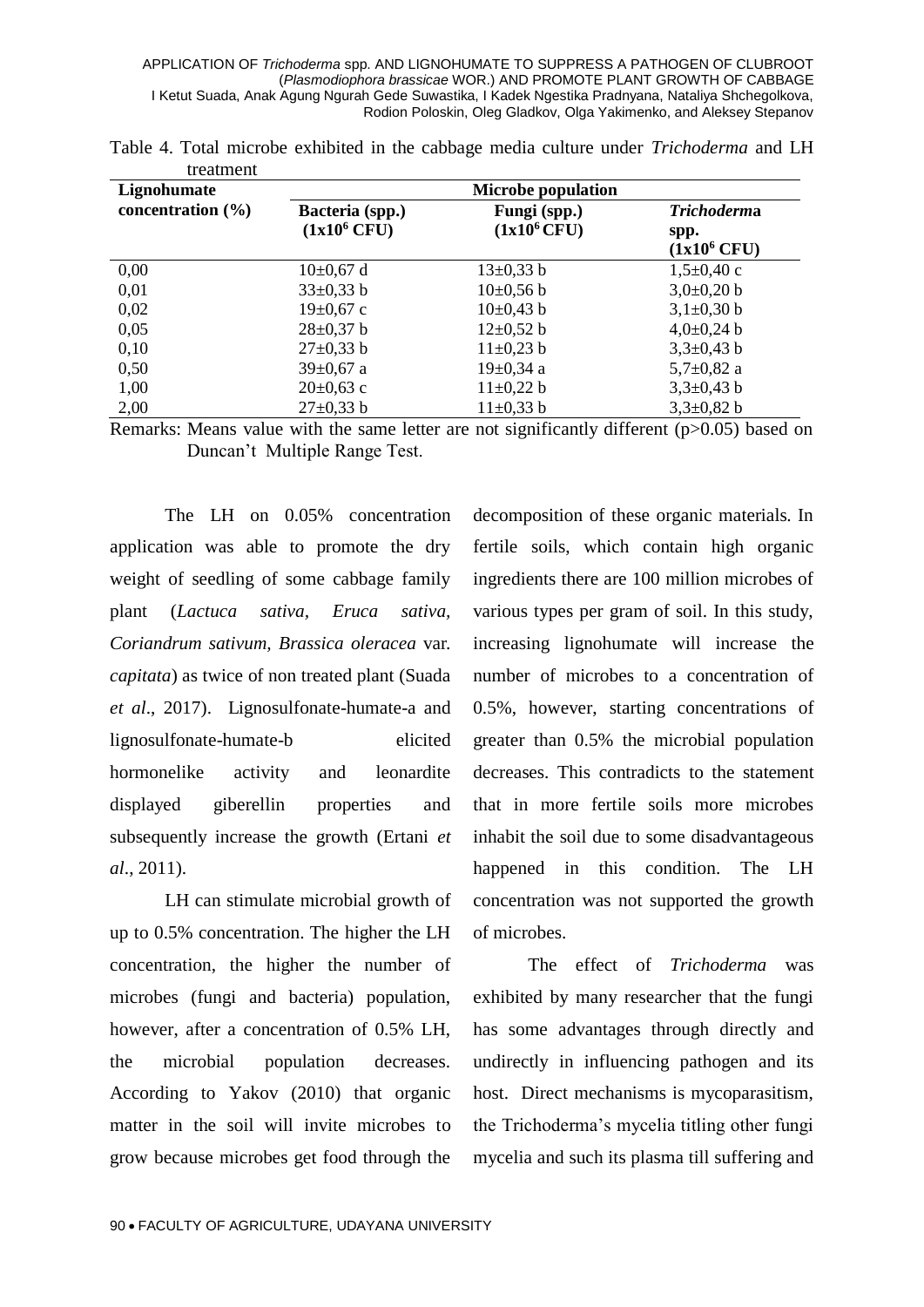Table 4. Total microbe exhibited in the cabbage media culture under *Trichoderma* and LH treatment

| Lignohumate concentration (%) | Microbe population | | |
|---|---|---|---|
| | Bacteria (spp.) ($1x10^6$ CFU) | Fungi (spp.) ($1x10^6$ CFU) | *Trichoderma* spp. ($1x10^6$ CFU) |
| 0,00 | 10±0,67 d | 13±0,33 b | 1,5±0,40 c |
| 0,01 | 33±0,33 b | 10±0,56 b | 3,0±0,20 b |
| 0,02 | 19±0,67 c | 10±0,43 b | 3,1±0,30 b |
| 0,05 | 28±0,37 b | 12±0,52 b | 4,0±0,24 b |
| 0,10 | 27±0,33 b | 11±0,23 b | 3,3±0,43 b |
| 0,50 | 39±0,67 a | 19±0,34 a | 5,7±0,82 a |
| 1,00 | 20±0,63 c | 11±0,22 b | 3,3±0,43 b |
| 2,00 | 27±0,33 b | 11±0,33 b | 3,3±0,82 b |

Remarks: Means value with the same letter are not significantly different ($p>0.05$) based on Duncan't Multiple Range Test.

The LH on 0.05% concentration application was able to promote the dry weight of seedling of some cabbage family plant (*Lactuca sativa*, *Eruca sativa*, *Coriandrum sativum*, *Brassica oleracea* var. *capitata*) as twice of non treated plant (Suada *et al*., 2017). Lignosulfonate-humate-a and lignosulfonate-humate-b elicited hormonelike activity and leonardite displayed giberellin properties and subsequently increase the growth (Ertani *et al*., 2011).

LH can stimulate microbial growth of up to 0.5% concentration. The higher the LH concentration, the higher the number of microbes (fungi and bacteria) population, however, after a concentration of 0.5% LH, the microbial population decreases. According to Yakov (2010) that organic matter in the soil will invite microbes to grow because microbes get food through the decomposition of these organic materials. In fertile soils, which contain high organic ingredients there are 100 million microbes of various types per gram of soil. In this study, increasing lignohumate will increase the number of microbes to a concentration of 0.5%, however, starting concentrations of greater than 0.5% the microbial population decreases. This contradicts to the statement that in more fertile soils more microbes inhabit the soil due to some disadvantageous happened in this condition. The LH concentration was not supported the growth of microbes.

The effect of *Trichoderma* was exhibited by many researcher that the fungi has some advantages through directly and undirectly in influencing pathogen and its host. Direct mechanisms is mycoparasitism, the Trichoderma's mycelia titling other fungi mycelia and such its plasma till suffering and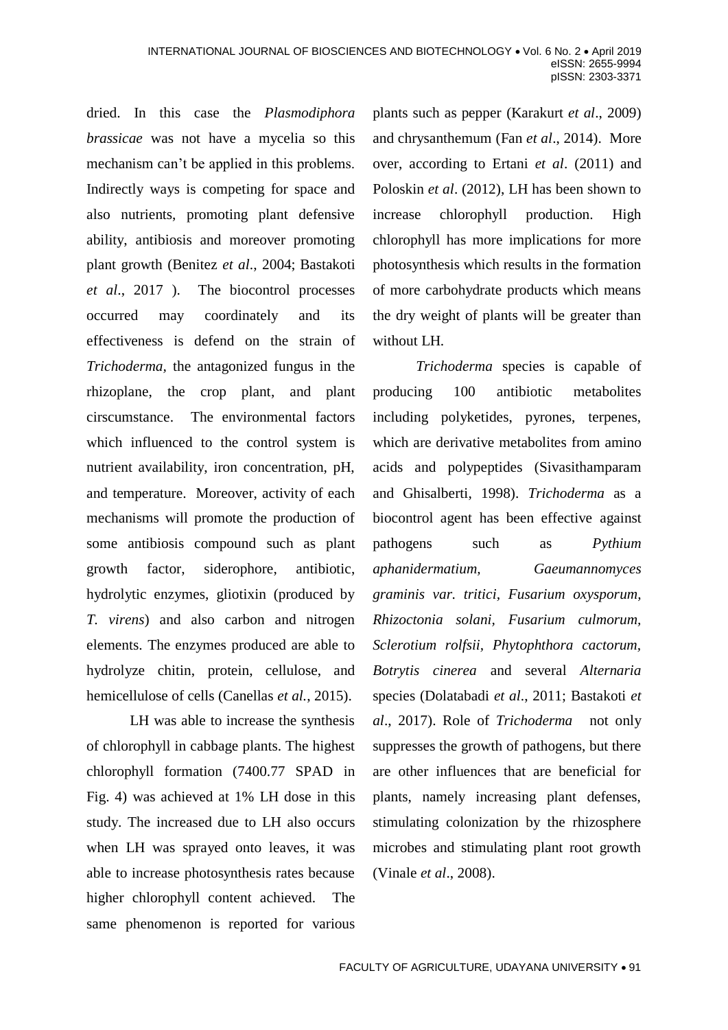dried. In this case the *Plasmodiphora brassicae* was not have a mycelia so this mechanism can't be applied in this problems. Indirectly ways is competing for space and also nutrients, promoting plant defensive ability, antibiosis and moreover promoting plant growth (Benitez *et al*., 2004; Bastakoti *et al*., 2017 ). The biocontrol processes occurred may coordinately and its effectiveness is defend on the strain of *Trichoderma,* the antagonized fungus in the rhizoplane, the crop plant, and plant cirscumstance. The environmental factors which influenced to the control system is nutrient availability, iron concentration, pH, and temperature. Moreover, activity of each mechanisms will promote the production of some antibiosis compound such as plant growth factor, siderophore, antibiotic, hydrolytic enzymes, gliotixin (produced by *T. virens*) and also carbon and nitrogen elements. The enzymes produced are able to hydrolyze chitin, protein, cellulose, and hemicellulose of cells (Canellas *et al.,* 2015).

LH was able to increase the synthesis of chlorophyll in cabbage plants. The highest chlorophyll formation (7400.77 SPAD in Fig. 4) was achieved at 1% LH dose in this study. The increased due to LH also occurs when LH was sprayed onto leaves, it was able to increase photosynthesis rates because higher chlorophyll content achieved. The same phenomenon is reported for various plants such as pepper (Karakurt *et al*., 2009) and chrysanthemum (Fan *et al*., 2014). More over, according to Ertani *et al*. (2011) and Poloskin *et al*. (2012), LH has been shown to increase chlorophyll production. High chlorophyll has more implications for more photosynthesis which results in the formation of more carbohydrate products which means the dry weight of plants will be greater than without LH.

*Trichoderma* species is capable of producing 100 antibiotic metabolites including polyketides, pyrones, terpenes, which are derivative metabolites from amino acids and polypeptides (Sivasithamparam and Ghisalberti, 1998). *Trichoderma* as a biocontrol agent has been effective against pathogens such as *Pythium aphanidermatium, Gaeumannomyces graminis var. tritici, Fusarium oxysporum, Rhizoctonia solani, Fusarium culmorum, Sclerotium rolfsii, Phytophthora cactorum, Botrytis cinerea* and several *Alternaria* species (Dolatabadi *et al*., 2011; Bastakoti *et al*., 2017). Role of *Trichoderma* not only suppresses the growth of pathogens, but there are other influences that are beneficial for plants, namely increasing plant defenses, stimulating colonization by the rhizosphere microbes and stimulating plant root growth (Vinale *et al*., 2008).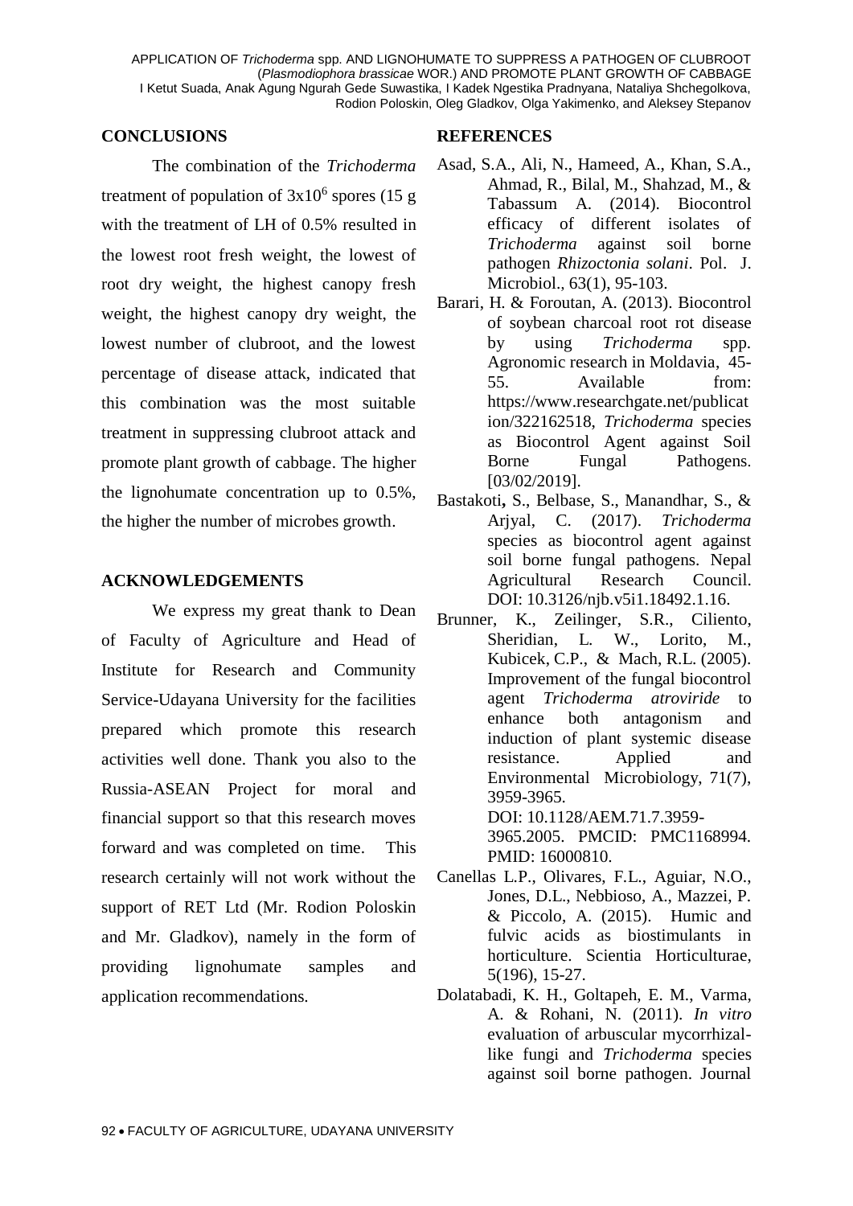## CONCLUSIONS

The combination of the *Trichoderma* treatment of population of $3x10^6$ spores (15 g with the treatment of LH of 0.5% resulted in the lowest root fresh weight, the lowest of root dry weight, the highest canopy fresh weight, the highest canopy dry weight, the lowest number of clubroot, and the lowest percentage of disease attack, indicated that this combination was the most suitable treatment in suppressing clubroot attack and promote plant growth of cabbage. The higher the lignohumate concentration up to 0.5%, the higher the number of microbes growth.

## ACKNOWLEDGEMENTS

We express my great thank to Dean of Faculty of Agriculture and Head of Institute for Research and Community Service-Udayana University for the facilities prepared which promote this research activities well done. Thank you also to the Russia-ASEAN Project for moral and financial support so that this research moves forward and was completed on time. This research certainly will not work without the support of RET Ltd (Mr. Rodion Poloskin and Mr. Gladkov), namely in the form of providing lignohumate samples and application recommendations.

## REFERENCES

Asad, S.A., Ali, N., Hameed, A., Khan, S.A., Ahmad, R., Bilal, M., Shahzad, M., & Tabassum A. (2014). Biocontrol efficacy of different isolates of *Trichoderma* against soil borne pathogen *Rhizoctonia solani*. Pol. J. Microbiol., 63(1), 95-103.

Barari, H. & Foroutan, A. (2013). Biocontrol of soybean charcoal root rot disease by using *Trichoderma* spp. Agronomic research in Moldavia, 45-55. Available from: https://www.researchgate.net/publication/322162518, *Trichoderma* species as Biocontrol Agent against Soil Borne Fungal Pathogens. [03/02/2019].

Bastakoti, S., Belbase, S., Manandhar, S., & Arjyal, C. (2017). *Trichoderma* species as biocontrol agent against soil borne fungal pathogens. Nepal Agricultural Research Council. DOI: 10.3126/njb.v5i1.18492.1.16.

Brunner, K., Zeilinger, S.R., Ciliento, Sheridian, L. W., Lorito, M., Kubicek, C.P., & Mach, R.L. (2005). Improvement of the fungal biocontrol agent *Trichoderma atroviride* to enhance both antagonism and induction of plant systemic disease resistance. Applied and Environmental Microbiology, 71(7), 3959-3965. DOI: 10.1128/AEM.71.7.3959-3965.2005. PMCID: PMC1168994. PMID: 16000810.

Canellas L.P., Olivares, F.L., Aguiar, N.O., Jones, D.L., Nebbioso, A., Mazzei, P. & Piccolo, A. (2015). Humic and fulvic acids as biostimulants in horticulture. Scientia Horticulturae, 5(196), 15-27.

Dolatabadi, K. H., Goltapeh, E. M., Varma, A. & Rohani, N. (2011). *In vitro* evaluation of arbuscular mycorrhizal-like fungi and *Trichoderma* species against soil borne pathogen. Journal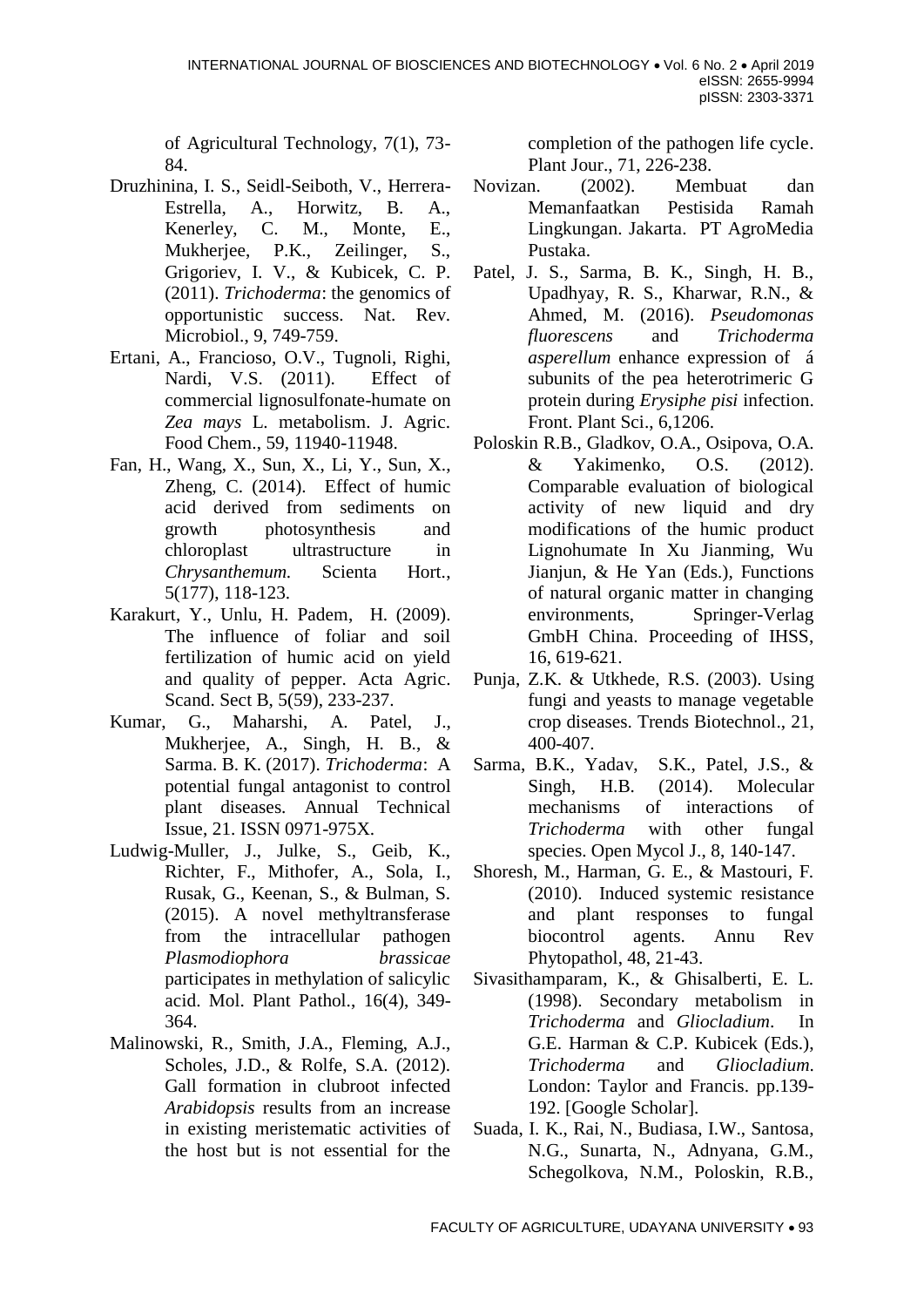of Agricultural Technology, 7(1), 73-84.

Druzhinina, I. S., Seidl-Seiboth, V., Herrera-Estrella, A., Horwitz, B. A., Kenerley, C. M., Monte, E., Mukherjee, P.K., Zeilinger, S., Grigoriev, I. V., & Kubicek, C. P. (2011). *Trichoderma*: the genomics of opportunistic success. Nat. Rev. Microbiol., 9, 749-759.

Ertani, A., Francioso, O.V., Tugnoli, Righi, Nardi, V.S. (2011). Effect of commercial lignosulfonate-humate on *Zea mays* L. metabolism. J. Agric. Food Chem., 59, 11940-11948.

Fan, H., Wang, X., Sun, X., Li, Y., Sun, X., Zheng, C. (2014). Effect of humic acid derived from sediments on growth photosynthesis and chloroplast ultrastructure in *Chrysanthemum.* Scienta Hort., 5(177), 118-123.

Karakurt, Y., Unlu, H. Padem, H. (2009). The influence of foliar and soil fertilization of humic acid on yield and quality of pepper. Acta Agric. Scand. Sect B, 5(59), 233-237.

Kumar, G., Maharshi, A. Patel, J., Mukherjee, A., Singh, H. B., & Sarma. B. K. (2017). *Trichoderma*: A potential fungal antagonist to control plant diseases. Annual Technical Issue, 21. ISSN 0971-975X.

Ludwig-Muller, J., Julke, S., Geib, K., Richter, F., Mithofer, A., Sola, I., Rusak, G., Keenan, S., & Bulman, S. (2015). A novel methyltransferase from the intracellular pathogen *Plasmodiophora brassicae* participates in methylation of salicylic acid. Mol. Plant Pathol., 16(4), 349-364.

Malinowski, R., Smith, J.A., Fleming, A.J., Scholes, J.D., & Rolfe, S.A. (2012). Gall formation in clubroot infected *Arabidopsis* results from an increase in existing meristematic activities of the host but is not essential for the completion of the pathogen life cycle. Plant Jour., 71, 226-238.

Novizan. (2002). Membuat dan Memanfaatkan Pestisida Ramah Lingkungan. Jakarta. PT AgroMedia Pustaka.

Patel, J. S., Sarma, B. K., Singh, H. B., Upadhyay, R. S., Kharwar, R.N., & Ahmed, M. (2016). *Pseudomonas fluorescens* and *Trichoderma asperellum* enhance expression of á subunits of the pea heterotrimeric G protein during *Erysiphe pisi* infection. Front. Plant Sci., 6,1206.

Poloskin R.B., Gladkov, O.A., Osipova, O.A. & Yakimenko, O.S. (2012). Comparable evaluation of biological activity of new liquid and dry modifications of the humic product Lignohumate In Xu Jianming, Wu Jianjun, & He Yan (Eds.), Functions of natural organic matter in changing environments, Springer-Verlag GmbH China. Proceeding of IHSS, 16, 619-621.

Punja, Z.K. & Utkhede, R.S. (2003). Using fungi and yeasts to manage vegetable crop diseases. Trends Biotechnol., 21, 400-407.

Sarma, B.K., Yadav, S.K., Patel, J.S., & Singh, H.B. (2014). Molecular mechanisms of interactions of *Trichoderma* with other fungal species. Open Mycol J., 8, 140-147.

Shoresh, M., Harman, G. E., & Mastouri, F. (2010). Induced systemic resistance and plant responses to fungal biocontrol agents. Annu Rev Phytopathol, 48, 21-43.

Sivasithamparam, K., & Ghisalberti, E. L. (1998). Secondary metabolism in *Trichoderma* and *Gliocladium*. In G.E. Harman & C.P. Kubicek (Eds.), *Trichoderma* and *Gliocladium*. London: Taylor and Francis. pp.139-192. [Google Scholar].

Suada, I. K., Rai, N., Budiasa, I.W., Santosa, N.G., Sunarta, N., Adnyana, G.M., Schegolkova, N.M., Poloskin, R.B.,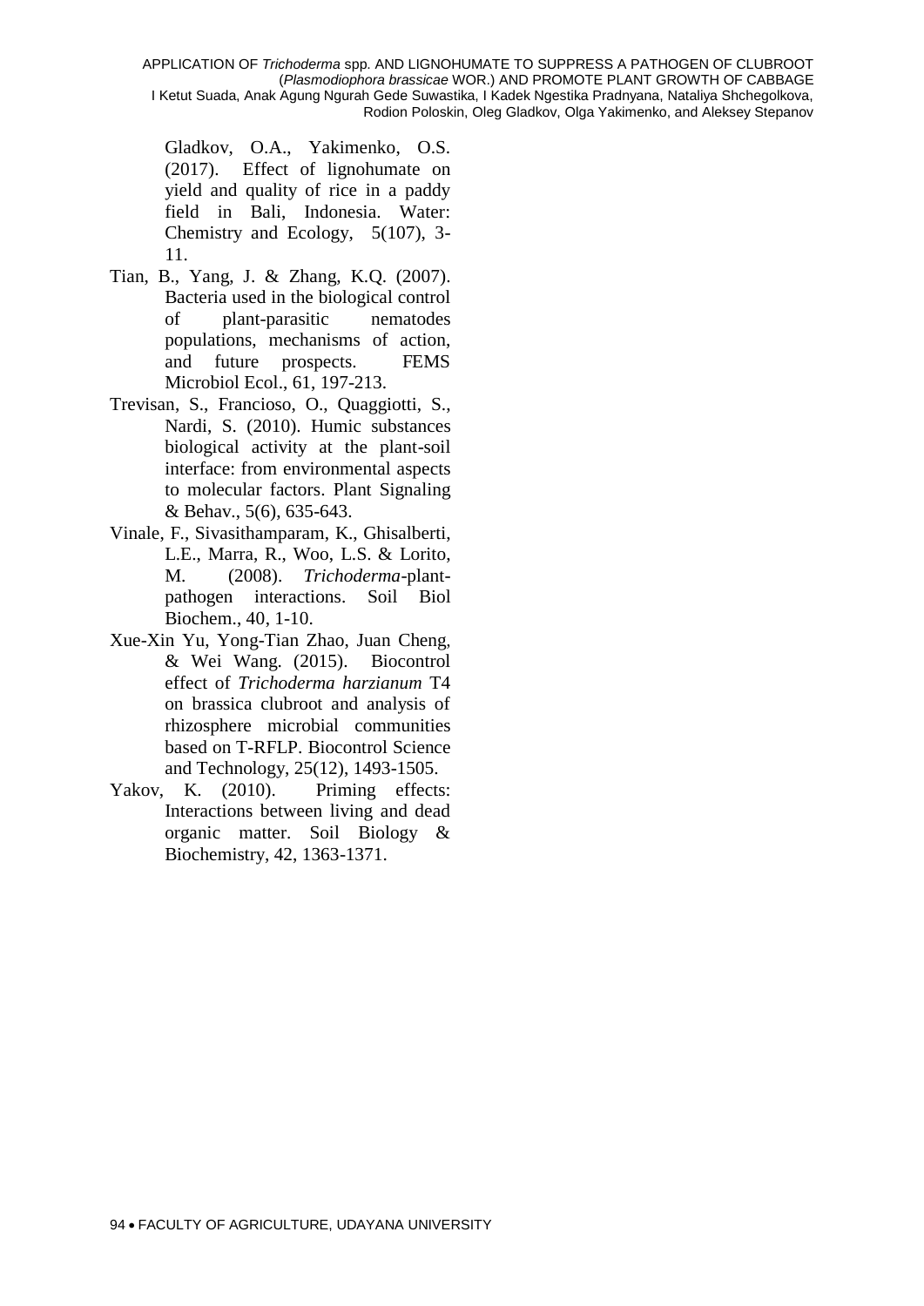Gladkov, O.A., Yakimenko, O.S. (2017). Effect of lignohumate on yield and quality of rice in a paddy field in Bali, Indonesia. Water: Chemistry and Ecology, 5(107), 3-11.

Tian, B., Yang, J. & Zhang, K.Q. (2007). Bacteria used in the biological control of plant-parasitic nematodes populations, mechanisms of action, and future prospects. FEMS Microbiol Ecol., 61, 197-213.

Trevisan, S., Francioso, O., Quaggiotti, S., Nardi, S. (2010). Humic substances biological activity at the plant-soil interface: from environmental aspects to molecular factors. Plant Signaling & Behav., 5(6), 635-643.

Vinale, F., Sivasithamparam, K., Ghisalberti, L.E., Marra, R., Woo, L.S. & Lorito, M. (2008). *Trichoderma*-plant-pathogen interactions. Soil Biol Biochem., 40, 1-10.

Xue-Xin Yu, Yong-Tian Zhao, Juan Cheng, & Wei Wang. (2015). Biocontrol effect of *Trichoderma harzianum* T4 on brassica clubroot and analysis of rhizosphere microbial communities based on T-RFLP. Biocontrol Science and Technology, 25(12), 1493-1505.

Yakov, K. (2010). Priming effects: Interactions between living and dead organic matter. Soil Biology & Biochemistry, 42, 1363-1371.